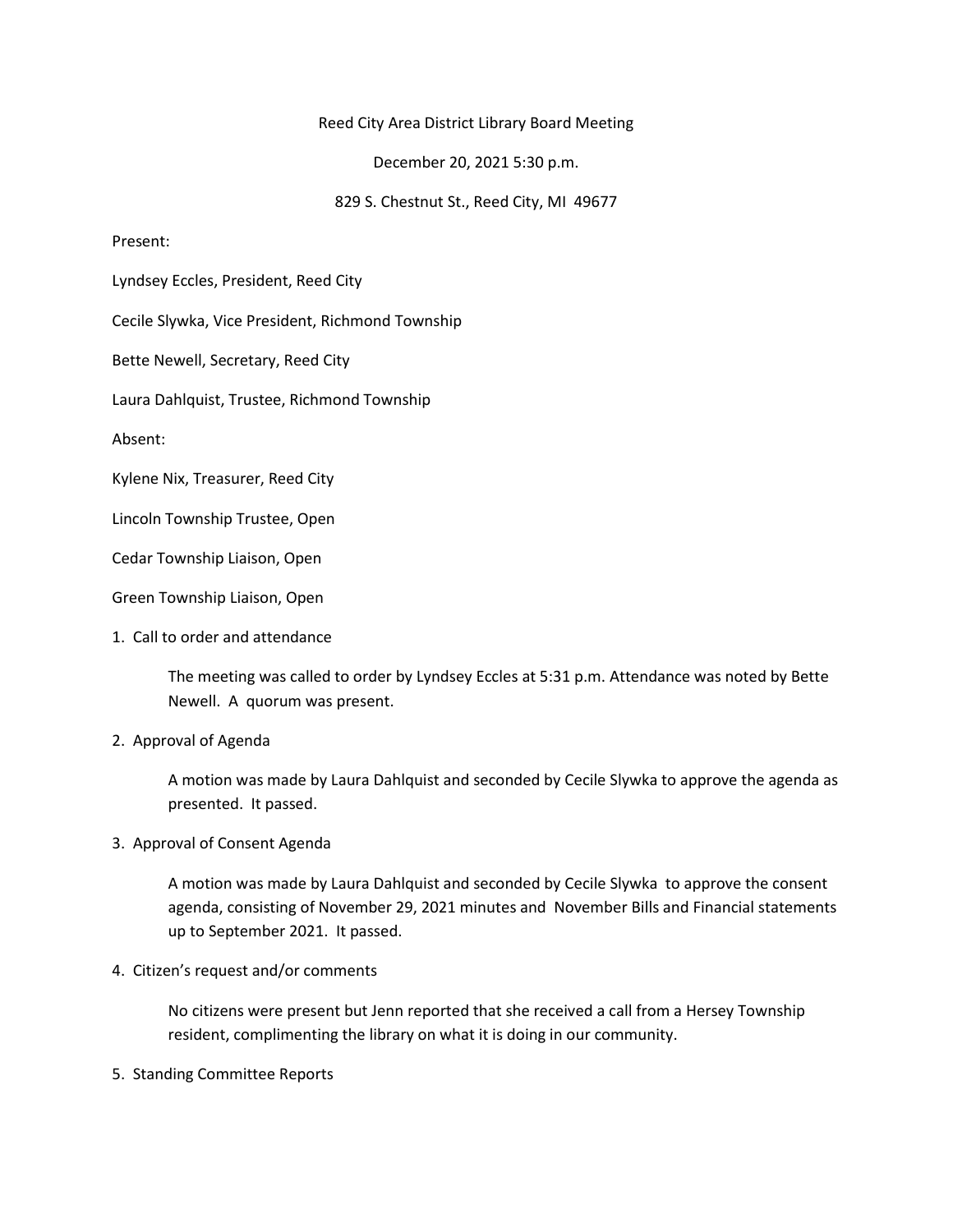Reed City Area District Library Board Meeting

December 20, 2021 5:30 p.m.

829 S. Chestnut St., Reed City, MI 49677

Present:

Lyndsey Eccles, President, Reed City

Cecile Slywka, Vice President, Richmond Township

Bette Newell, Secretary, Reed City

Laura Dahlquist, Trustee, Richmond Township

Absent:

Kylene Nix, Treasurer, Reed City

Lincoln Township Trustee, Open

Cedar Township Liaison, Open

Green Township Liaison, Open

1. Call to order and attendance

   The meeting was called to order by Lyndsey Eccles at 5:31 p.m. Attendance was noted by Bette Newell. A quorum was present.

2. Approval of Agenda

   A motion was made by Laura Dahlquist and seconded by Cecile Slywka to approve the agenda as presented. It passed.

3. Approval of Consent Agenda

   A motion was made by Laura Dahlquist and seconded by Cecile Slywka to approve the consent agenda, consisting of November 29, 2021 minutes and November Bills and Financial statements up to September 2021. It passed.

4. Citizen's request and/or comments

   No citizens were present but Jenn reported that she received a call from a Hersey Township resident, complimenting the library on what it is doing in our community.

5. Standing Committee Reports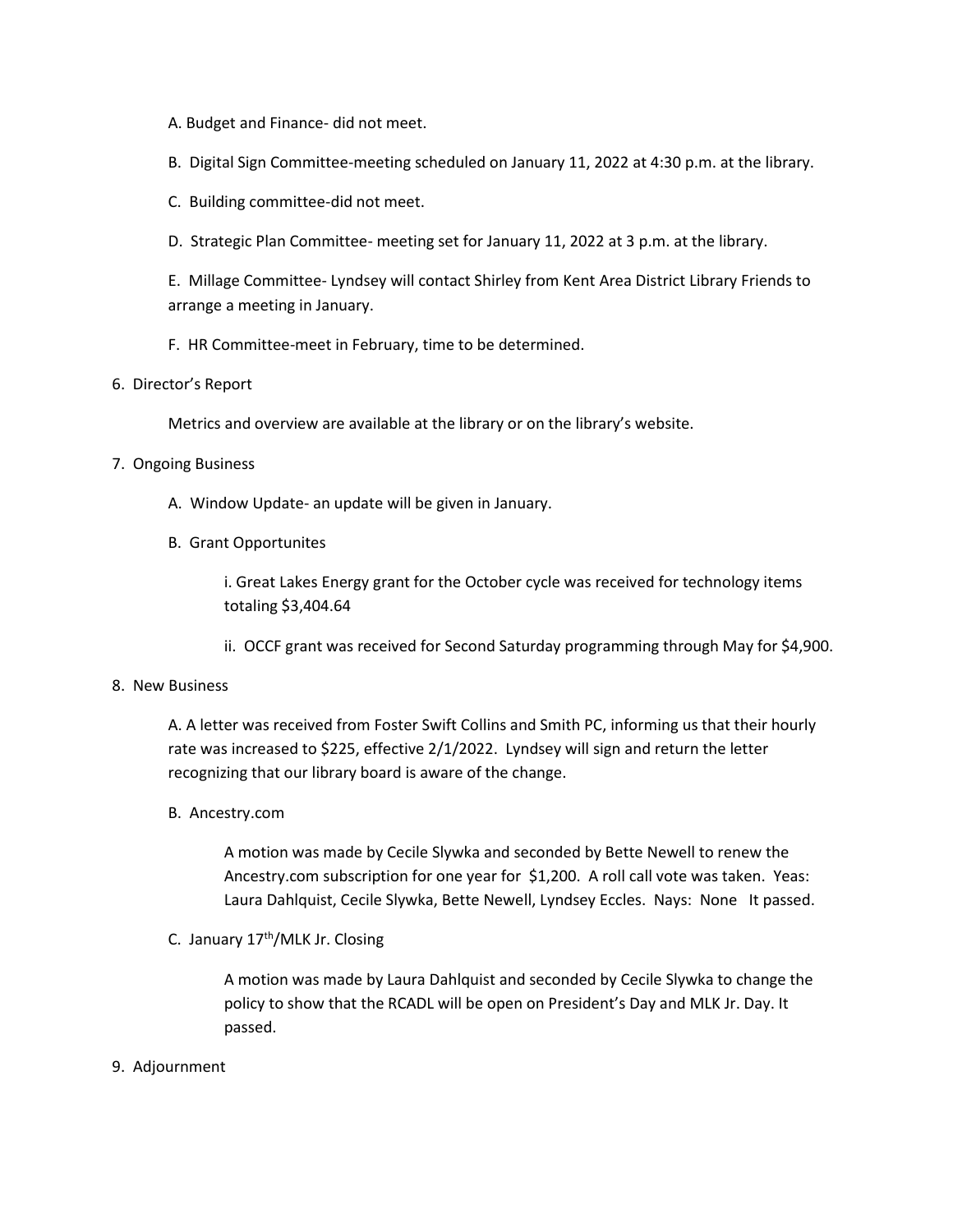A. Budget and Finance- did not meet.

B. Digital Sign Committee-meeting scheduled on January 11, 2022 at 4:30 p.m. at the library.

C. Building committee-did not meet.

D. Strategic Plan Committee- meeting set for January 11, 2022 at 3 p.m. at the library.

E. Millage Committee- Lyndsey will contact Shirley from Kent Area District Library Friends to arrange a meeting in January.

F. HR Committee-meet in February, time to be determined.

6. Director's Report

Metrics and overview are available at the library or on the library's website.

7. Ongoing Business

A. Window Update- an update will be given in January.

B. Grant Opportunites

i. Great Lakes Energy grant for the October cycle was received for technology items totaling $3,404.64

ii. OCCF grant was received for Second Saturday programming through May for $4,900.

8. New Business

A. A letter was received from Foster Swift Collins and Smith PC, informing us that their hourly rate was increased to $225, effective 2/1/2022. Lyndsey will sign and return the letter recognizing that our library board is aware of the change.

B. Ancestry.com

A motion was made by Cecile Slywka and seconded by Bette Newell to renew the Ancestry.com subscription for one year for $1,200. A roll call vote was taken. Yeas: Laura Dahlquist, Cecile Slywka, Bette Newell, Lyndsey Eccles. Nays: None It passed.

C. January 17th/MLK Jr. Closing

A motion was made by Laura Dahlquist and seconded by Cecile Slywka to change the policy to show that the RCADL will be open on President's Day and MLK Jr. Day. It passed.

9. Adjournment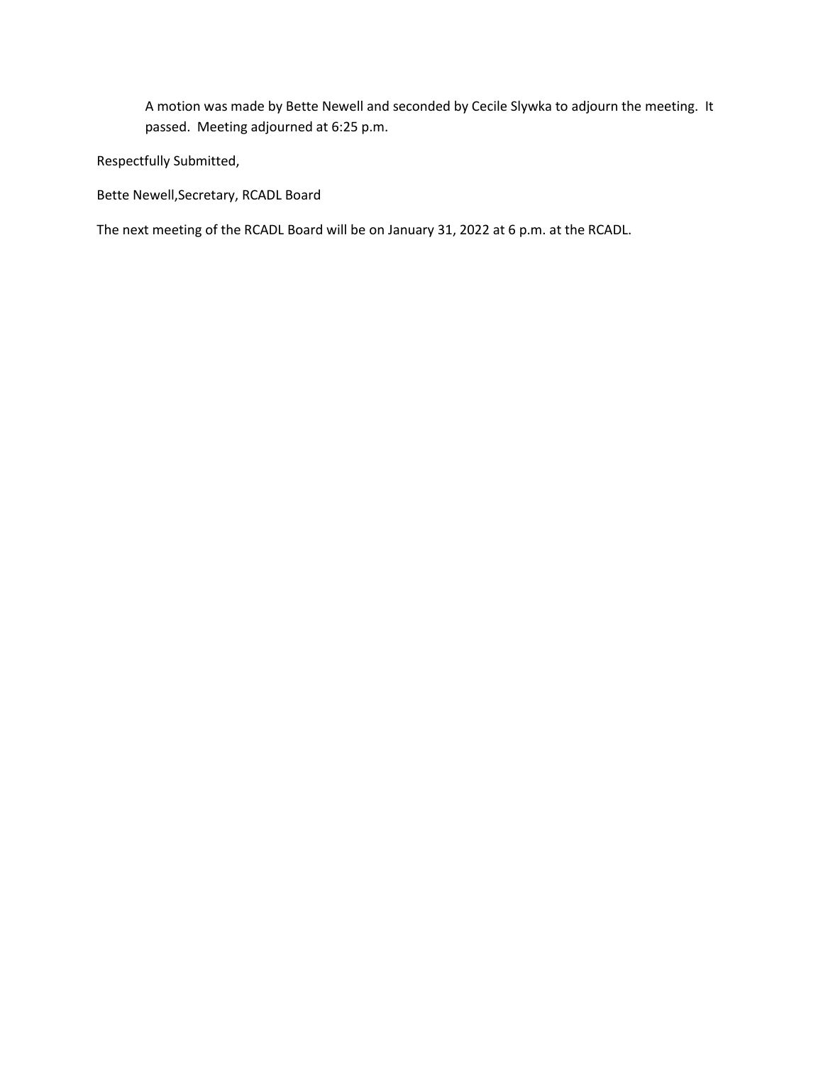A motion was made by Bette Newell and seconded by Cecile Slywka to adjourn the meeting. It passed. Meeting adjourned at 6:25 p.m.

Respectfully Submitted,

Bette Newell,Secretary, RCADL Board

The next meeting of the RCADL Board will be on January 31, 2022 at 6 p.m. at the RCADL.